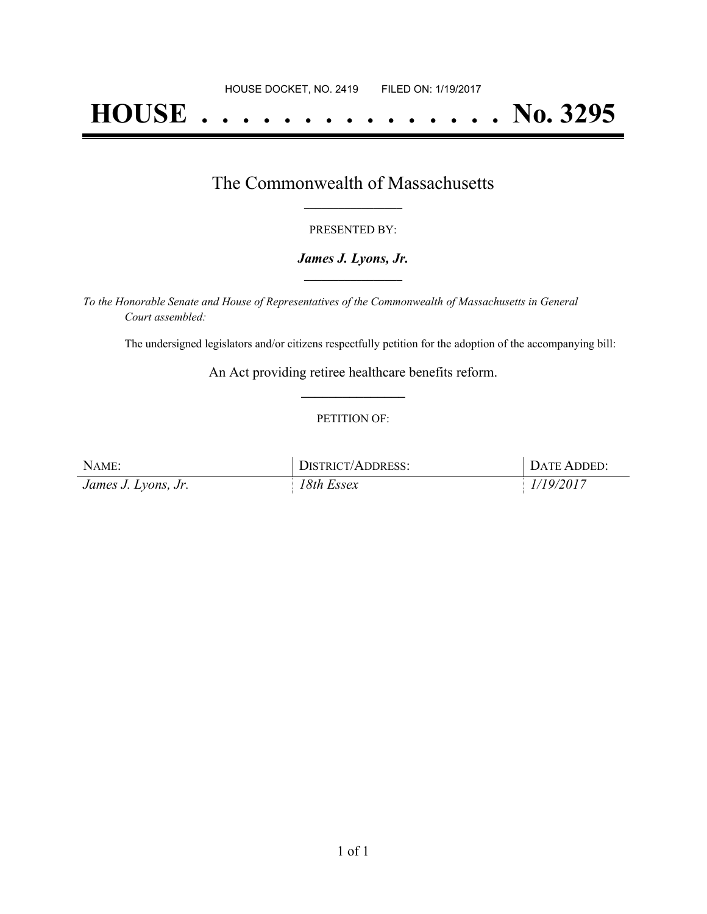HOUSE DOCKET, NO. 2419        FILED ON: 1/19/2017

# HOUSE . . . . . . . . . . . . . . . No. 3295

## The Commonwealth of Massachusetts

PRESENTED BY:

***James J. Lyons, Jr.***

*To the Honorable Senate and House of Representatives of the Commonwealth of Massachusetts in General Court assembled:*

The undersigned legislators and/or citizens respectfully petition for the adoption of the accompanying bill:

An Act providing retiree healthcare benefits reform.

PETITION OF:

| NAME: | DISTRICT/ADDRESS: | DATE ADDED: |
| --- | --- | --- |
| *James J. Lyons, Jr.* | *18th Essex* | *1/19/2017* |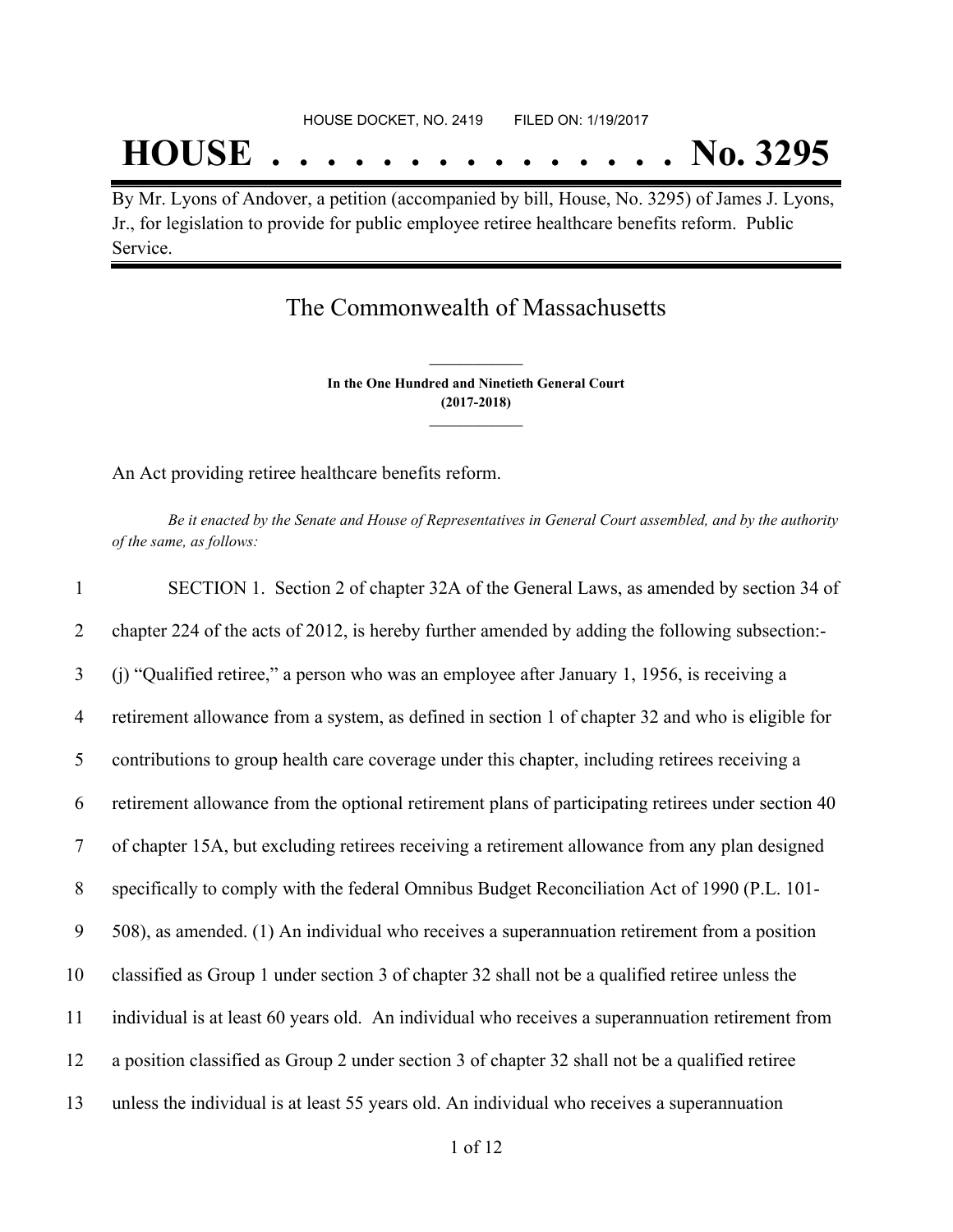HOUSE DOCKET, NO. 2419 FILED ON: 1/19/2017

# HOUSE . . . . . . . . . . . . . . . No. 3295

By Mr. Lyons of Andover, a petition (accompanied by bill, House, No. 3295) of James J. Lyons, Jr., for legislation to provide for public employee retiree healthcare benefits reform. Public Service.

## The Commonwealth of Massachusetts

**In the One Hundred and Ninetieth General Court**
**(2017-2018)**

An Act providing retiree healthcare benefits reform.

*Be it enacted by the Senate and House of Representatives in General Court assembled, and by the authority of the same, as follows:*

1 SECTION 1. Section 2 of chapter 32A of the General Laws, as amended by section 34 of
2 chapter 224 of the acts of 2012, is hereby further amended by adding the following subsection:-
3 (j) "Qualified retiree," a person who was an employee after January 1, 1956, is receiving a
4 retirement allowance from a system, as defined in section 1 of chapter 32 and who is eligible for
5 contributions to group health care coverage under this chapter, including retirees receiving a
6 retirement allowance from the optional retirement plans of participating retirees under section 40
7 of chapter 15A, but excluding retirees receiving a retirement allowance from any plan designed
8 specifically to comply with the federal Omnibus Budget Reconciliation Act of 1990 (P.L. 101-
9 508), as amended. (1) An individual who receives a superannuation retirement from a position
10 classified as Group 1 under section 3 of chapter 32 shall not be a qualified retiree unless the
11 individual is at least 60 years old. An individual who receives a superannuation retirement from
12 a position classified as Group 2 under section 3 of chapter 32 shall not be a qualified retiree
13 unless the individual is at least 55 years old. An individual who receives a superannuation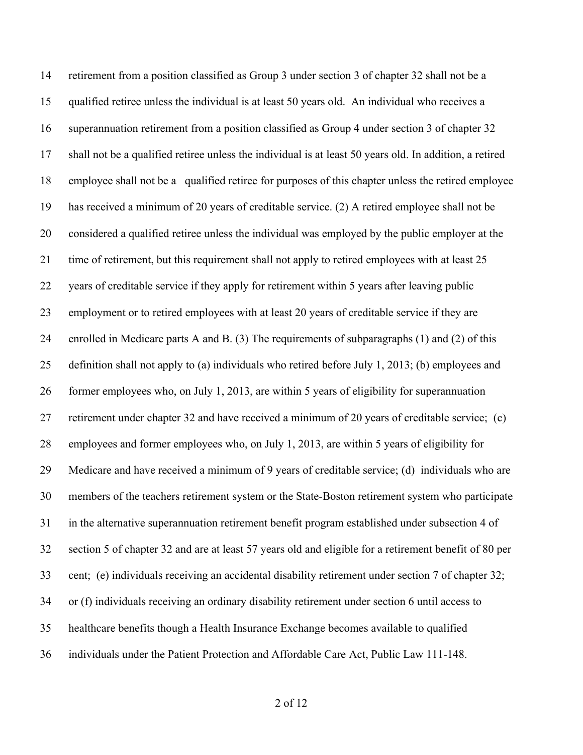retirement from a position classified as Group 3 under section 3 of chapter 32 shall not be a qualified retiree unless the individual is at least 50 years old. An individual who receives a superannuation retirement from a position classified as Group 4 under section 3 of chapter 32 shall not be a qualified retiree unless the individual is at least 50 years old. In addition, a retired employee shall not be a qualified retiree for purposes of this chapter unless the retired employee has received a minimum of 20 years of creditable service. (2) A retired employee shall not be considered a qualified retiree unless the individual was employed by the public employer at the time of retirement, but this requirement shall not apply to retired employees with at least 25 years of creditable service if they apply for retirement within 5 years after leaving public employment or to retired employees with at least 20 years of creditable service if they are enrolled in Medicare parts A and B. (3) The requirements of subparagraphs (1) and (2) of this definition shall not apply to (a) individuals who retired before July 1, 2013; (b) employees and former employees who, on July 1, 2013, are within 5 years of eligibility for superannuation retirement under chapter 32 and have received a minimum of 20 years of creditable service; (c) employees and former employees who, on July 1, 2013, are within 5 years of eligibility for Medicare and have received a minimum of 9 years of creditable service; (d) individuals who are members of the teachers retirement system or the State-Boston retirement system who participate in the alternative superannuation retirement benefit program established under subsection 4 of section 5 of chapter 32 and are at least 57 years old and eligible for a retirement benefit of 80 per cent; (e) individuals receiving an accidental disability retirement under section 7 of chapter 32; or (f) individuals receiving an ordinary disability retirement under section 6 until access to healthcare benefits though a Health Insurance Exchange becomes available to qualified individuals under the Patient Protection and Affordable Care Act, Public Law 111-148.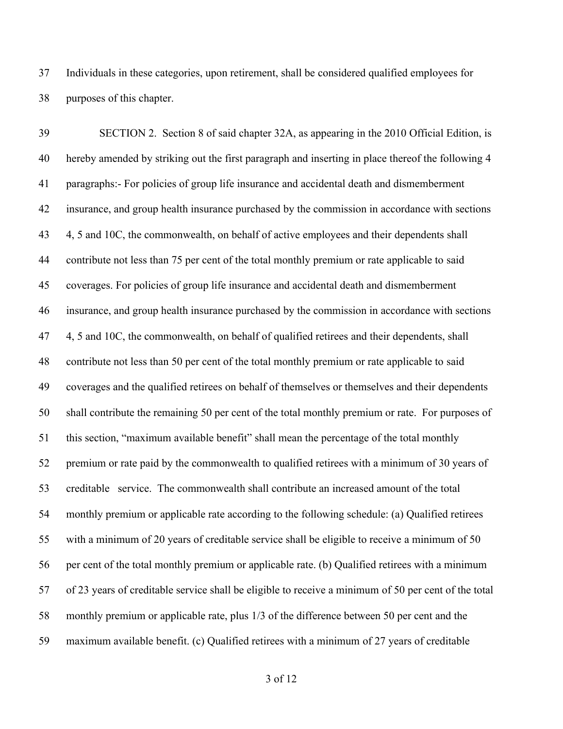Individuals in these categories, upon retirement, shall be considered qualified employees for purposes of this chapter.

SECTION 2. Section 8 of said chapter 32A, as appearing in the 2010 Official Edition, is hereby amended by striking out the first paragraph and inserting in place thereof the following 4 paragraphs:- For policies of group life insurance and accidental death and dismemberment insurance, and group health insurance purchased by the commission in accordance with sections 4, 5 and 10C, the commonwealth, on behalf of active employees and their dependents shall contribute not less than 75 per cent of the total monthly premium or rate applicable to said coverages. For policies of group life insurance and accidental death and dismemberment insurance, and group health insurance purchased by the commission in accordance with sections 4, 5 and 10C, the commonwealth, on behalf of qualified retirees and their dependents, shall contribute not less than 50 per cent of the total monthly premium or rate applicable to said coverages and the qualified retirees on behalf of themselves or themselves and their dependents shall contribute the remaining 50 per cent of the total monthly premium or rate. For purposes of this section, "maximum available benefit" shall mean the percentage of the total monthly premium or rate paid by the commonwealth to qualified retirees with a minimum of 30 years of creditable service. The commonwealth shall contribute an increased amount of the total monthly premium or applicable rate according to the following schedule: (a) Qualified retirees with a minimum of 20 years of creditable service shall be eligible to receive a minimum of 50 per cent of the total monthly premium or applicable rate. (b) Qualified retirees with a minimum of 23 years of creditable service shall be eligible to receive a minimum of 50 per cent of the total monthly premium or applicable rate, plus 1/3 of the difference between 50 per cent and the maximum available benefit. (c) Qualified retirees with a minimum of 27 years of creditable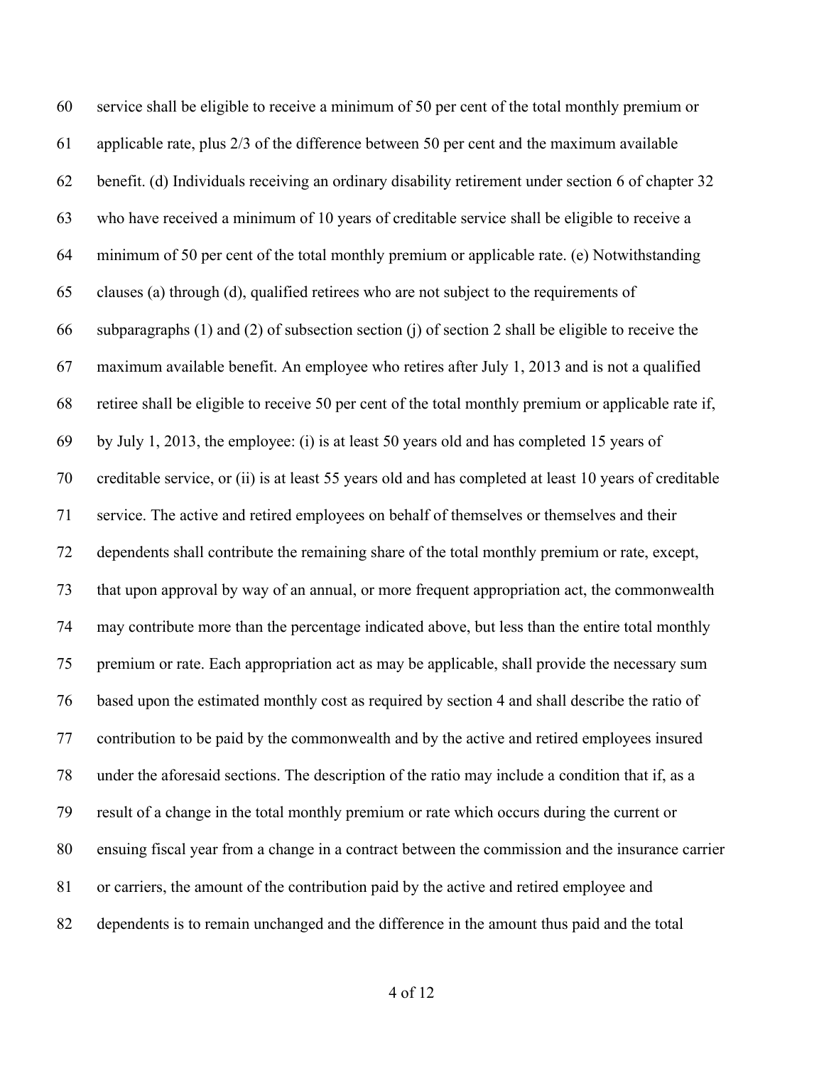service shall be eligible to receive a minimum of 50 per cent of the total monthly premium or applicable rate, plus 2/3 of the difference between 50 per cent and the maximum available benefit. (d) Individuals receiving an ordinary disability retirement under section 6 of chapter 32 who have received a minimum of 10 years of creditable service shall be eligible to receive a minimum of 50 per cent of the total monthly premium or applicable rate. (e) Notwithstanding clauses (a) through (d), qualified retirees who are not subject to the requirements of subparagraphs (1) and (2) of subsection section (j) of section 2 shall be eligible to receive the maximum available benefit. An employee who retires after July 1, 2013 and is not a qualified retiree shall be eligible to receive 50 per cent of the total monthly premium or applicable rate if, by July 1, 2013, the employee: (i) is at least 50 years old and has completed 15 years of creditable service, or (ii) is at least 55 years old and has completed at least 10 years of creditable service. The active and retired employees on behalf of themselves or themselves and their dependents shall contribute the remaining share of the total monthly premium or rate, except, that upon approval by way of an annual, or more frequent appropriation act, the commonwealth may contribute more than the percentage indicated above, but less than the entire total monthly premium or rate. Each appropriation act as may be applicable, shall provide the necessary sum based upon the estimated monthly cost as required by section 4 and shall describe the ratio of contribution to be paid by the commonwealth and by the active and retired employees insured under the aforesaid sections. The description of the ratio may include a condition that if, as a result of a change in the total monthly premium or rate which occurs during the current or ensuing fiscal year from a change in a contract between the commission and the insurance carrier or carriers, the amount of the contribution paid by the active and retired employee and dependents is to remain unchanged and the difference in the amount thus paid and the total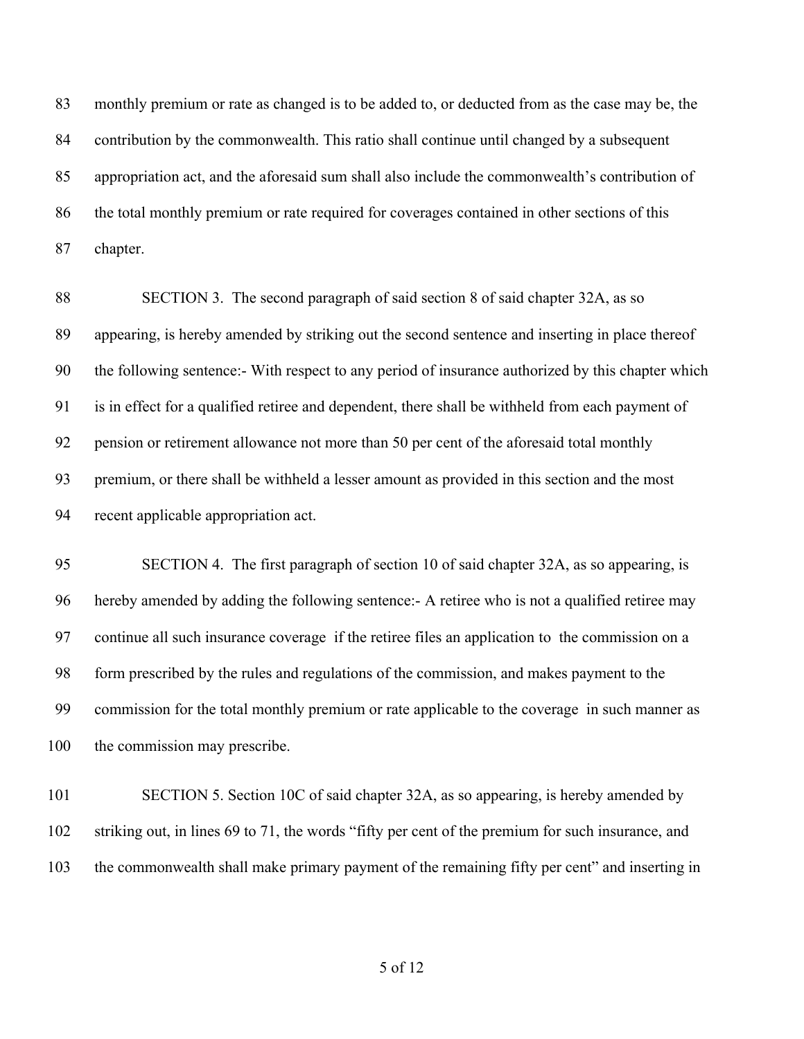monthly premium or rate as changed is to be added to, or deducted from as the case may be, the contribution by the commonwealth. This ratio shall continue until changed by a subsequent appropriation act, and the aforesaid sum shall also include the commonwealth's contribution of the total monthly premium or rate required for coverages contained in other sections of this chapter.

SECTION 3. The second paragraph of said section 8 of said chapter 32A, as so appearing, is hereby amended by striking out the second sentence and inserting in place thereof the following sentence:- With respect to any period of insurance authorized by this chapter which is in effect for a qualified retiree and dependent, there shall be withheld from each payment of pension or retirement allowance not more than 50 per cent of the aforesaid total monthly premium, or there shall be withheld a lesser amount as provided in this section and the most recent applicable appropriation act.

SECTION 4. The first paragraph of section 10 of said chapter 32A, as so appearing, is hereby amended by adding the following sentence:- A retiree who is not a qualified retiree may continue all such insurance coverage if the retiree files an application to the commission on a form prescribed by the rules and regulations of the commission, and makes payment to the commission for the total monthly premium or rate applicable to the coverage in such manner as the commission may prescribe.

SECTION 5. Section 10C of said chapter 32A, as so appearing, is hereby amended by striking out, in lines 69 to 71, the words "fifty per cent of the premium for such insurance, and the commonwealth shall make primary payment of the remaining fifty per cent" and inserting in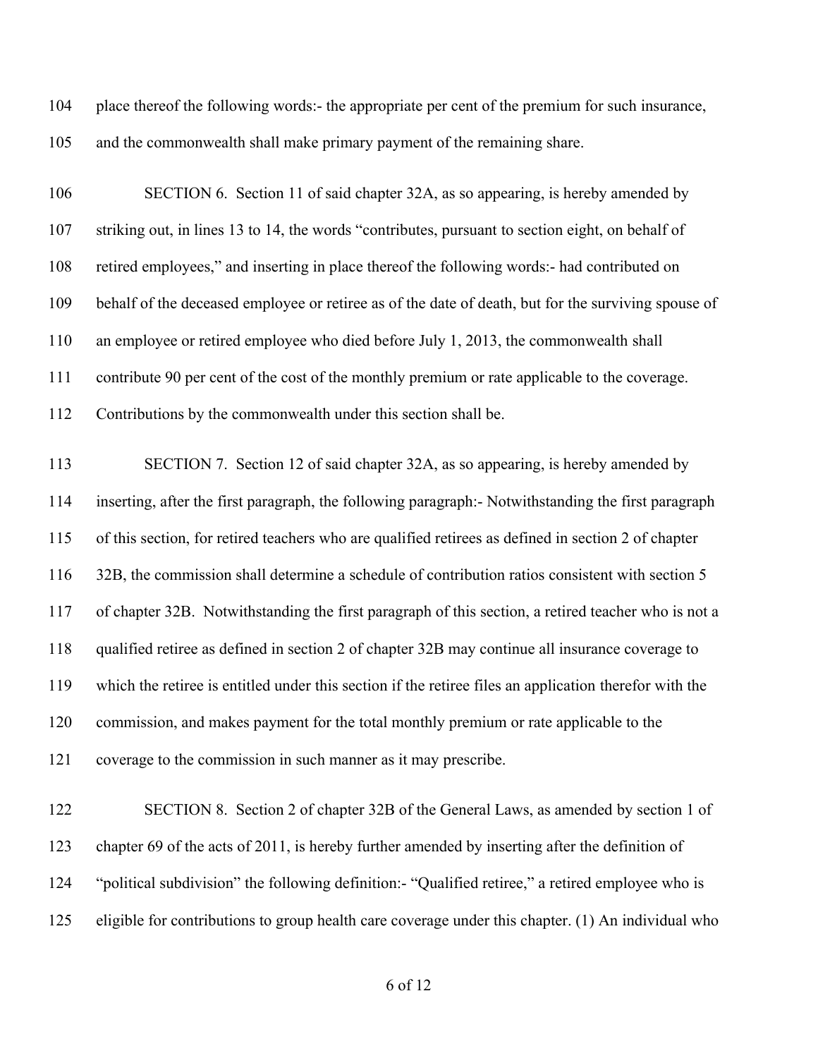place thereof the following words:- the appropriate per cent of the premium for such insurance, and the commonwealth shall make primary payment of the remaining share.

SECTION 6. Section 11 of said chapter 32A, as so appearing, is hereby amended by striking out, in lines 13 to 14, the words "contributes, pursuant to section eight, on behalf of retired employees," and inserting in place thereof the following words:- had contributed on behalf of the deceased employee or retiree as of the date of death, but for the surviving spouse of an employee or retired employee who died before July 1, 2013, the commonwealth shall contribute 90 per cent of the cost of the monthly premium or rate applicable to the coverage. Contributions by the commonwealth under this section shall be.

SECTION 7. Section 12 of said chapter 32A, as so appearing, is hereby amended by inserting, after the first paragraph, the following paragraph:- Notwithstanding the first paragraph of this section, for retired teachers who are qualified retirees as defined in section 2 of chapter 32B, the commission shall determine a schedule of contribution ratios consistent with section 5 of chapter 32B. Notwithstanding the first paragraph of this section, a retired teacher who is not a qualified retiree as defined in section 2 of chapter 32B may continue all insurance coverage to which the retiree is entitled under this section if the retiree files an application therefor with the commission, and makes payment for the total monthly premium or rate applicable to the coverage to the commission in such manner as it may prescribe.

SECTION 8. Section 2 of chapter 32B of the General Laws, as amended by section 1 of chapter 69 of the acts of 2011, is hereby further amended by inserting after the definition of "political subdivision" the following definition:- "Qualified retiree," a retired employee who is eligible for contributions to group health care coverage under this chapter. (1) An individual who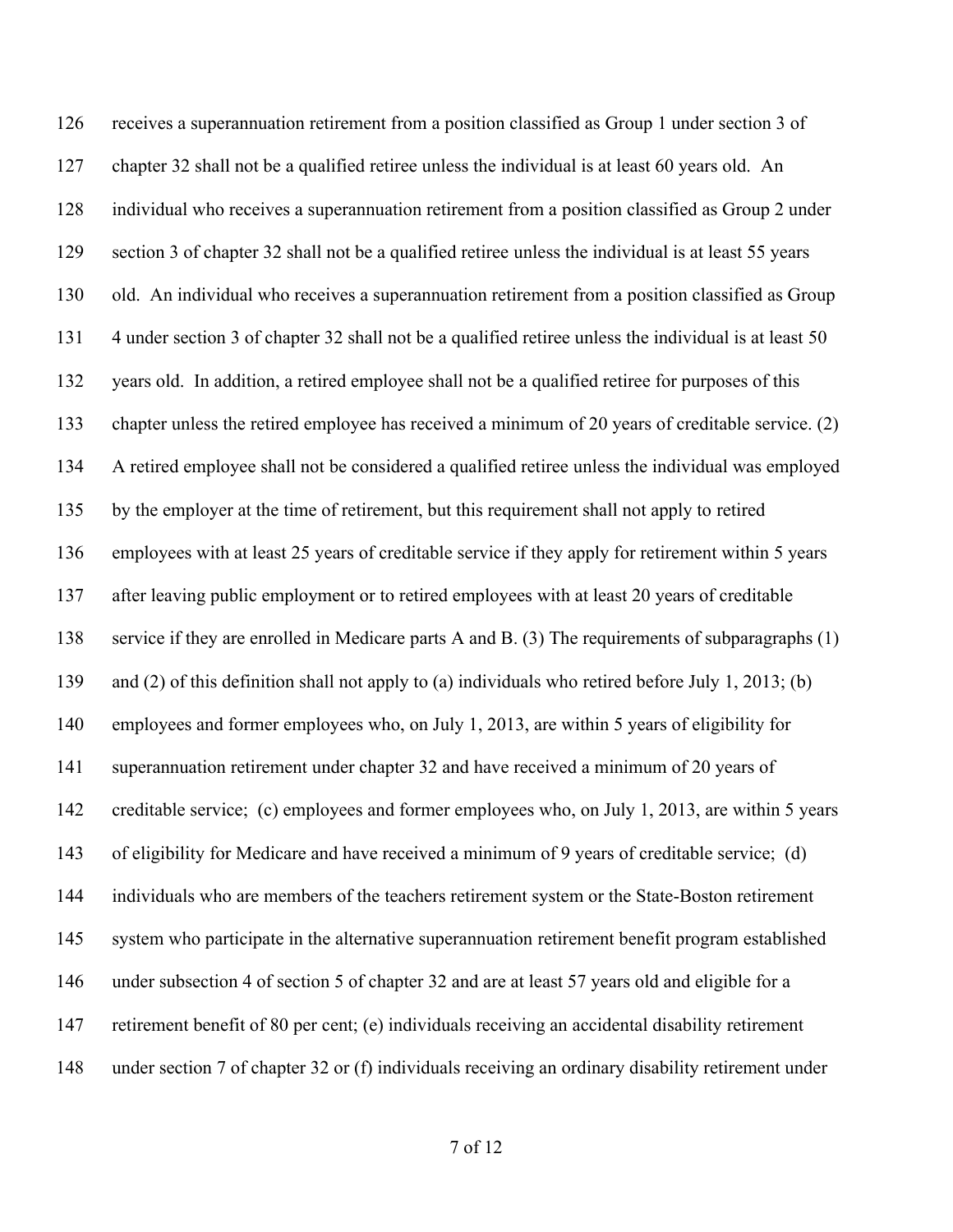126 receives a superannuation retirement from a position classified as Group 1 under section 3 of
127 chapter 32 shall not be a qualified retiree unless the individual is at least 60 years old. An
128 individual who receives a superannuation retirement from a position classified as Group 2 under
129 section 3 of chapter 32 shall not be a qualified retiree unless the individual is at least 55 years
130 old. An individual who receives a superannuation retirement from a position classified as Group
131 4 under section 3 of chapter 32 shall not be a qualified retiree unless the individual is at least 50
132 years old. In addition, a retired employee shall not be a qualified retiree for purposes of this
133 chapter unless the retired employee has received a minimum of 20 years of creditable service. (2)
134 A retired employee shall not be considered a qualified retiree unless the individual was employed
135 by the employer at the time of retirement, but this requirement shall not apply to retired
136 employees with at least 25 years of creditable service if they apply for retirement within 5 years
137 after leaving public employment or to retired employees with at least 20 years of creditable
138 service if they are enrolled in Medicare parts A and B. (3) The requirements of subparagraphs (1)
139 and (2) of this definition shall not apply to (a) individuals who retired before July 1, 2013; (b)
140 employees and former employees who, on July 1, 2013, are within 5 years of eligibility for
141 superannuation retirement under chapter 32 and have received a minimum of 20 years of
142 creditable service; (c) employees and former employees who, on July 1, 2013, are within 5 years
143 of eligibility for Medicare and have received a minimum of 9 years of creditable service; (d)
144 individuals who are members of the teachers retirement system or the State-Boston retirement
145 system who participate in the alternative superannuation retirement benefit program established
146 under subsection 4 of section 5 of chapter 32 and are at least 57 years old and eligible for a
147 retirement benefit of 80 per cent; (e) individuals receiving an accidental disability retirement
148 under section 7 of chapter 32 or (f) individuals receiving an ordinary disability retirement under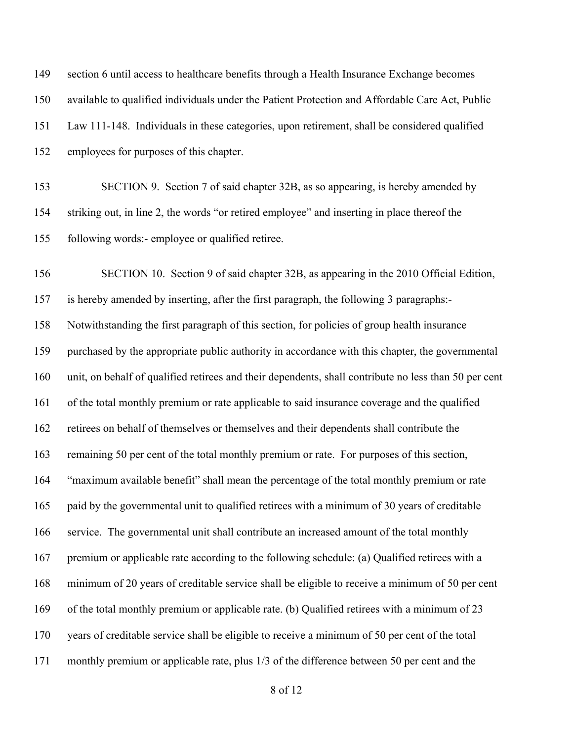section 6 until access to healthcare benefits through a Health Insurance Exchange becomes available to qualified individuals under the Patient Protection and Affordable Care Act, Public Law 111-148. Individuals in these categories, upon retirement, shall be considered qualified employees for purposes of this chapter.

SECTION 9. Section 7 of said chapter 32B, as so appearing, is hereby amended by striking out, in line 2, the words "or retired employee" and inserting in place thereof the following words:- employee or qualified retiree.

SECTION 10. Section 9 of said chapter 32B, as appearing in the 2010 Official Edition, is hereby amended by inserting, after the first paragraph, the following 3 paragraphs:-

Notwithstanding the first paragraph of this section, for policies of group health insurance purchased by the appropriate public authority in accordance with this chapter, the governmental unit, on behalf of qualified retirees and their dependents, shall contribute no less than 50 per cent of the total monthly premium or rate applicable to said insurance coverage and the qualified retirees on behalf of themselves or themselves and their dependents shall contribute the remaining 50 per cent of the total monthly premium or rate. For purposes of this section, "maximum available benefit" shall mean the percentage of the total monthly premium or rate paid by the governmental unit to qualified retirees with a minimum of 30 years of creditable service. The governmental unit shall contribute an increased amount of the total monthly premium or applicable rate according to the following schedule: (a) Qualified retirees with a minimum of 20 years of creditable service shall be eligible to receive a minimum of 50 per cent of the total monthly premium or applicable rate. (b) Qualified retirees with a minimum of 23 years of creditable service shall be eligible to receive a minimum of 50 per cent of the total monthly premium or applicable rate, plus 1/3 of the difference between 50 per cent and the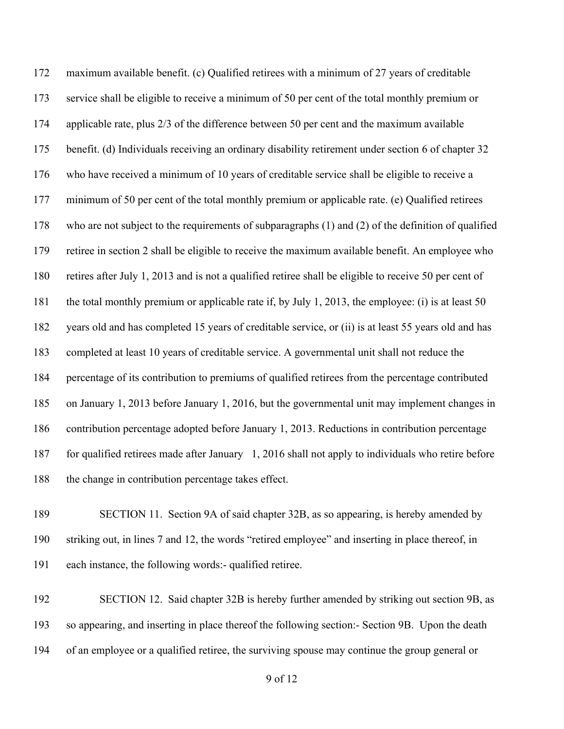maximum available benefit. (c) Qualified retirees with a minimum of 27 years of creditable service shall be eligible to receive a minimum of 50 per cent of the total monthly premium or applicable rate, plus 2/3 of the difference between 50 per cent and the maximum available benefit. (d) Individuals receiving an ordinary disability retirement under section 6 of chapter 32 who have received a minimum of 10 years of creditable service shall be eligible to receive a minimum of 50 per cent of the total monthly premium or applicable rate. (e) Qualified retirees who are not subject to the requirements of subparagraphs (1) and (2) of the definition of qualified retiree in section 2 shall be eligible to receive the maximum available benefit. An employee who retires after July 1, 2013 and is not a qualified retiree shall be eligible to receive 50 per cent of the total monthly premium or applicable rate if, by July 1, 2013, the employee: (i) is at least 50 years old and has completed 15 years of creditable service, or (ii) is at least 55 years old and has completed at least 10 years of creditable service. A governmental unit shall not reduce the percentage of its contribution to premiums of qualified retirees from the percentage contributed on January 1, 2013 before January 1, 2016, but the governmental unit may implement changes in contribution percentage adopted before January 1, 2013. Reductions in contribution percentage for qualified retirees made after January 1, 2016 shall not apply to individuals who retire before the change in contribution percentage takes effect.

SECTION 11. Section 9A of said chapter 32B, as so appearing, is hereby amended by striking out, in lines 7 and 12, the words "retired employee" and inserting in place thereof, in each instance, the following words:- qualified retiree.

SECTION 12. Said chapter 32B is hereby further amended by striking out section 9B, as so appearing, and inserting in place thereof the following section:- Section 9B. Upon the death of an employee or a qualified retiree, the surviving spouse may continue the group general or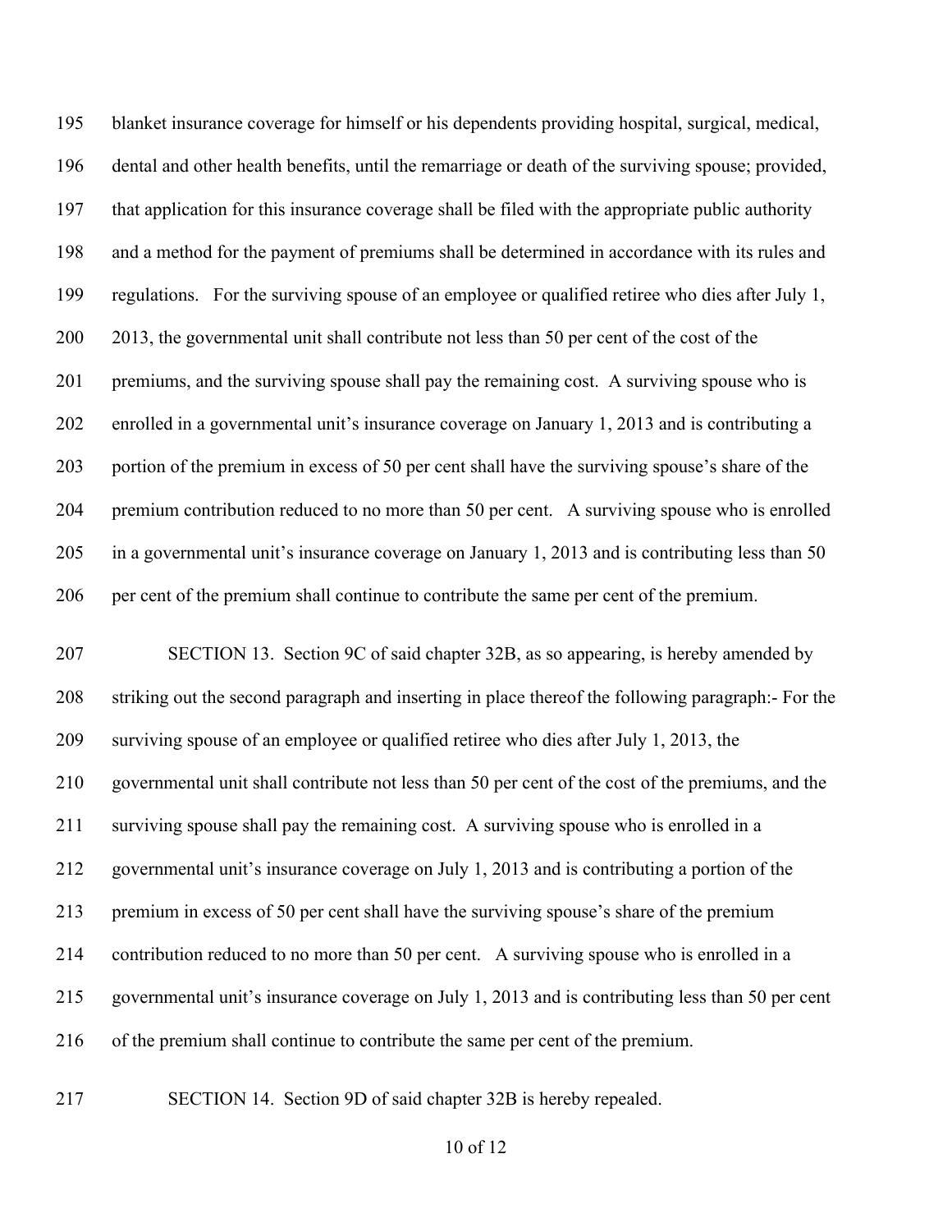blanket insurance coverage for himself or his dependents providing hospital, surgical, medical, dental and other health benefits, until the remarriage or death of the surviving spouse; provided, that application for this insurance coverage shall be filed with the appropriate public authority and a method for the payment of premiums shall be determined in accordance with its rules and regulations. For the surviving spouse of an employee or qualified retiree who dies after July 1, 2013, the governmental unit shall contribute not less than 50 per cent of the cost of the premiums, and the surviving spouse shall pay the remaining cost. A surviving spouse who is enrolled in a governmental unit's insurance coverage on January 1, 2013 and is contributing a portion of the premium in excess of 50 per cent shall have the surviving spouse's share of the premium contribution reduced to no more than 50 per cent. A surviving spouse who is enrolled in a governmental unit's insurance coverage on January 1, 2013 and is contributing less than 50 per cent of the premium shall continue to contribute the same per cent of the premium.

SECTION 13. Section 9C of said chapter 32B, as so appearing, is hereby amended by striking out the second paragraph and inserting in place thereof the following paragraph:- For the surviving spouse of an employee or qualified retiree who dies after July 1, 2013, the governmental unit shall contribute not less than 50 per cent of the cost of the premiums, and the surviving spouse shall pay the remaining cost. A surviving spouse who is enrolled in a governmental unit's insurance coverage on July 1, 2013 and is contributing a portion of the premium in excess of 50 per cent shall have the surviving spouse's share of the premium contribution reduced to no more than 50 per cent. A surviving spouse who is enrolled in a governmental unit's insurance coverage on July 1, 2013 and is contributing less than 50 per cent of the premium shall continue to contribute the same per cent of the premium.

SECTION 14. Section 9D of said chapter 32B is hereby repealed.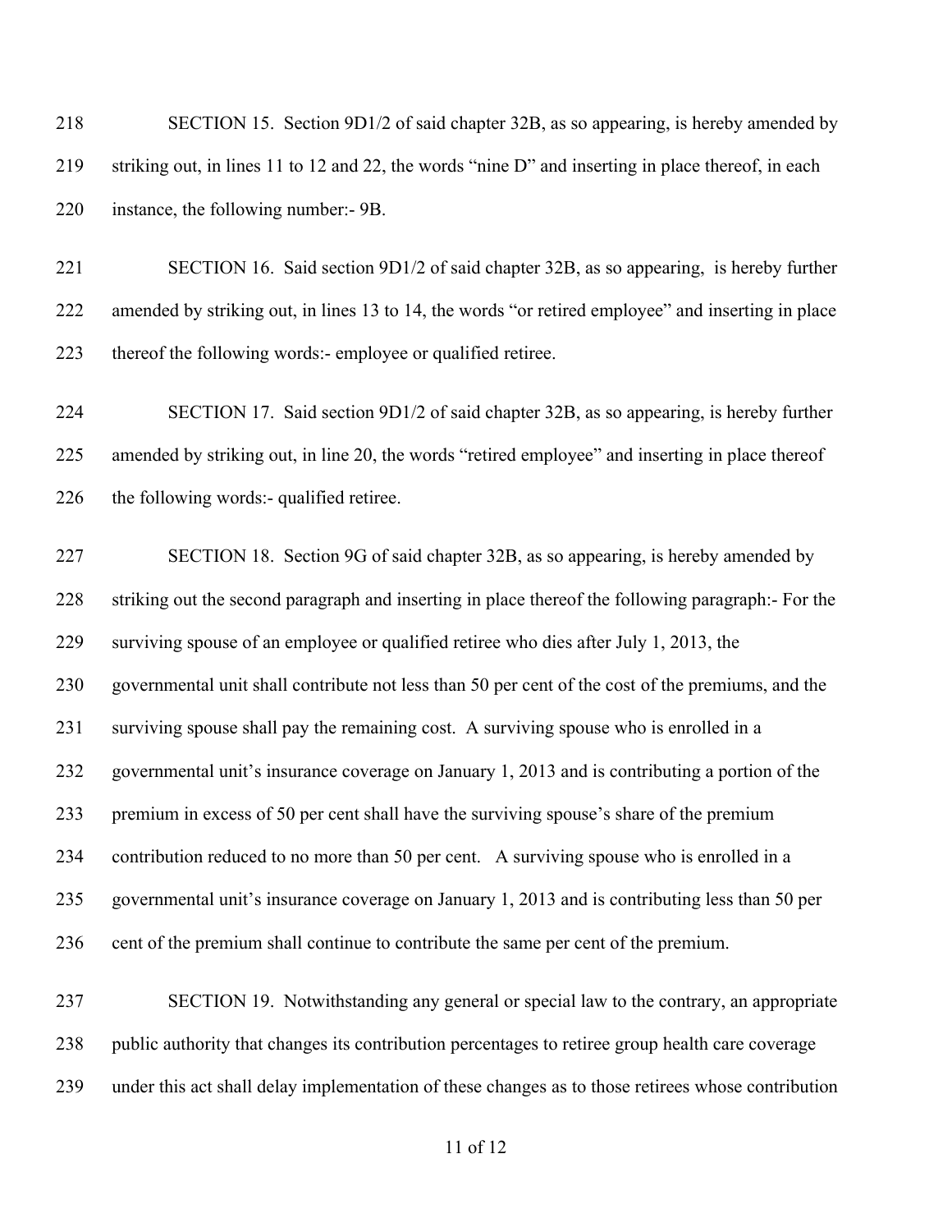SECTION 15. Section 9D1/2 of said chapter 32B, as so appearing, is hereby amended by striking out, in lines 11 to 12 and 22, the words "nine D" and inserting in place thereof, in each instance, the following number:- 9B.

SECTION 16. Said section 9D1/2 of said chapter 32B, as so appearing, is hereby further amended by striking out, in lines 13 to 14, the words "or retired employee" and inserting in place thereof the following words:- employee or qualified retiree.

SECTION 17. Said section 9D1/2 of said chapter 32B, as so appearing, is hereby further amended by striking out, in line 20, the words "retired employee" and inserting in place thereof the following words:- qualified retiree.

SECTION 18. Section 9G of said chapter 32B, as so appearing, is hereby amended by striking out the second paragraph and inserting in place thereof the following paragraph:- For the surviving spouse of an employee or qualified retiree who dies after July 1, 2013, the governmental unit shall contribute not less than 50 per cent of the cost of the premiums, and the surviving spouse shall pay the remaining cost. A surviving spouse who is enrolled in a governmental unit's insurance coverage on January 1, 2013 and is contributing a portion of the premium in excess of 50 per cent shall have the surviving spouse's share of the premium contribution reduced to no more than 50 per cent. A surviving spouse who is enrolled in a governmental unit's insurance coverage on January 1, 2013 and is contributing less than 50 per cent of the premium shall continue to contribute the same per cent of the premium.

SECTION 19. Notwithstanding any general or special law to the contrary, an appropriate public authority that changes its contribution percentages to retiree group health care coverage under this act shall delay implementation of these changes as to those retirees whose contribution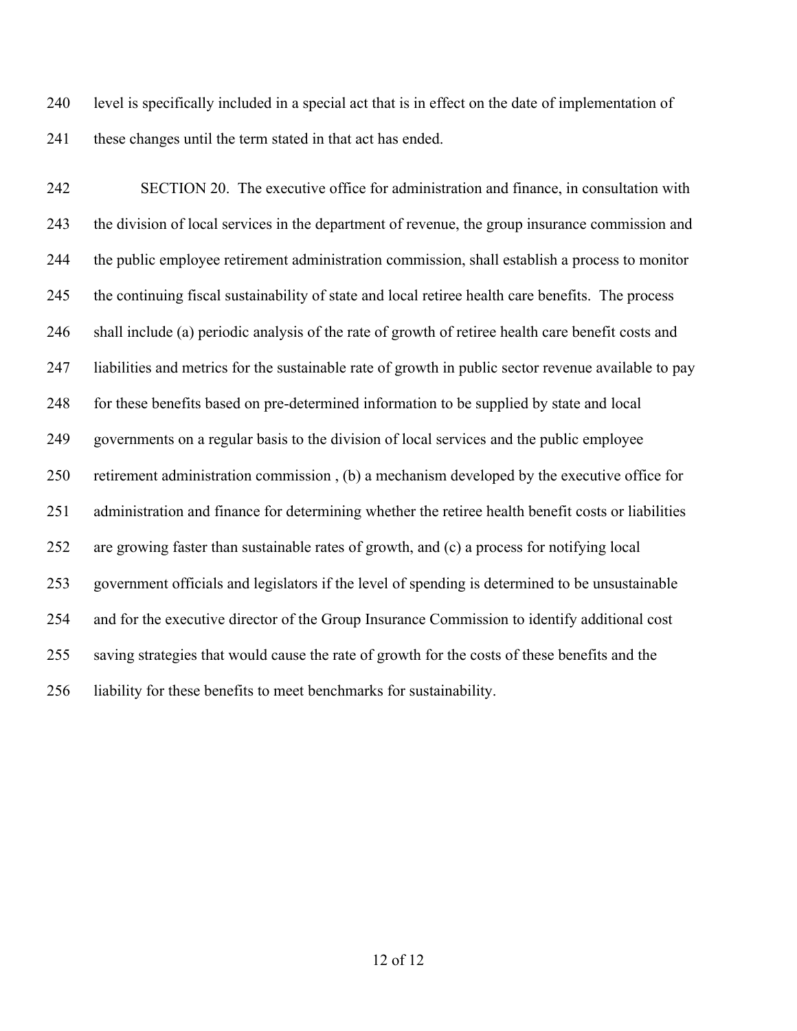level is specifically included in a special act that is in effect on the date of implementation of these changes until the term stated in that act has ended.

SECTION 20. The executive office for administration and finance, in consultation with the division of local services in the department of revenue, the group insurance commission and the public employee retirement administration commission, shall establish a process to monitor the continuing fiscal sustainability of state and local retiree health care benefits. The process shall include (a) periodic analysis of the rate of growth of retiree health care benefit costs and liabilities and metrics for the sustainable rate of growth in public sector revenue available to pay for these benefits based on pre-determined information to be supplied by state and local governments on a regular basis to the division of local services and the public employee retirement administration commission , (b) a mechanism developed by the executive office for administration and finance for determining whether the retiree health benefit costs or liabilities are growing faster than sustainable rates of growth, and (c) a process for notifying local government officials and legislators if the level of spending is determined to be unsustainable and for the executive director of the Group Insurance Commission to identify additional cost saving strategies that would cause the rate of growth for the costs of these benefits and the liability for these benefits to meet benchmarks for sustainability.